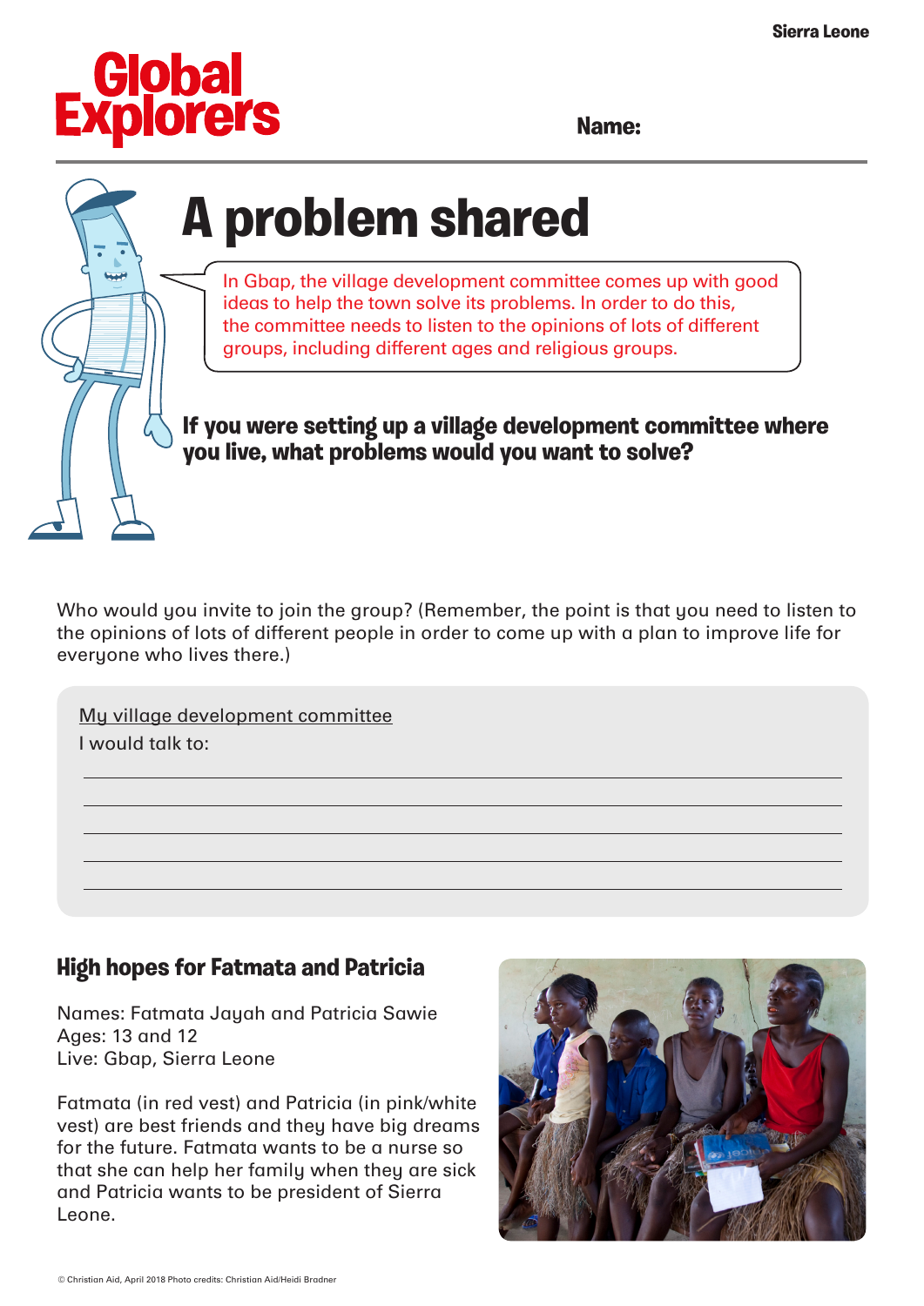Sierra Leone

# Global Explorers

**Name:**

# A problem shared

In Gbap, the village development committee comes up with good ideas to help the town solve its problems. In order to do this, the committee needs to listen to the opinions of lots of different groups, including different ages and religious groups.

**If you were setting up a village development committee where you live, what problems would you want to solve?**

Who would you invite to join the group? (Remember, the point is that you need to listen to the opinions of lots of different people in order to come up with a plan to improve life for everyone who lives there.)

My village development committee

I would talk to:

______________________________________________

______________________________________________

______________________________________________

______________________________________________

______________________________________________

## High hopes for Fatmata and Patricia

Names: Fatmata Jayah and Patricia Sawie
Ages: 13 and 12
Live: Gbap, Sierra Leone

Fatmata (in red vest) and Patricia (in pink/white vest) are best friends and they have big dreams for the future. Fatmata wants to be a nurse so that she can help her family when they are sick and Patricia wants to be president of Sierra Leone.

© Christian Aid, April 2018 Photo credits: Christian Aid/Heidi Bradner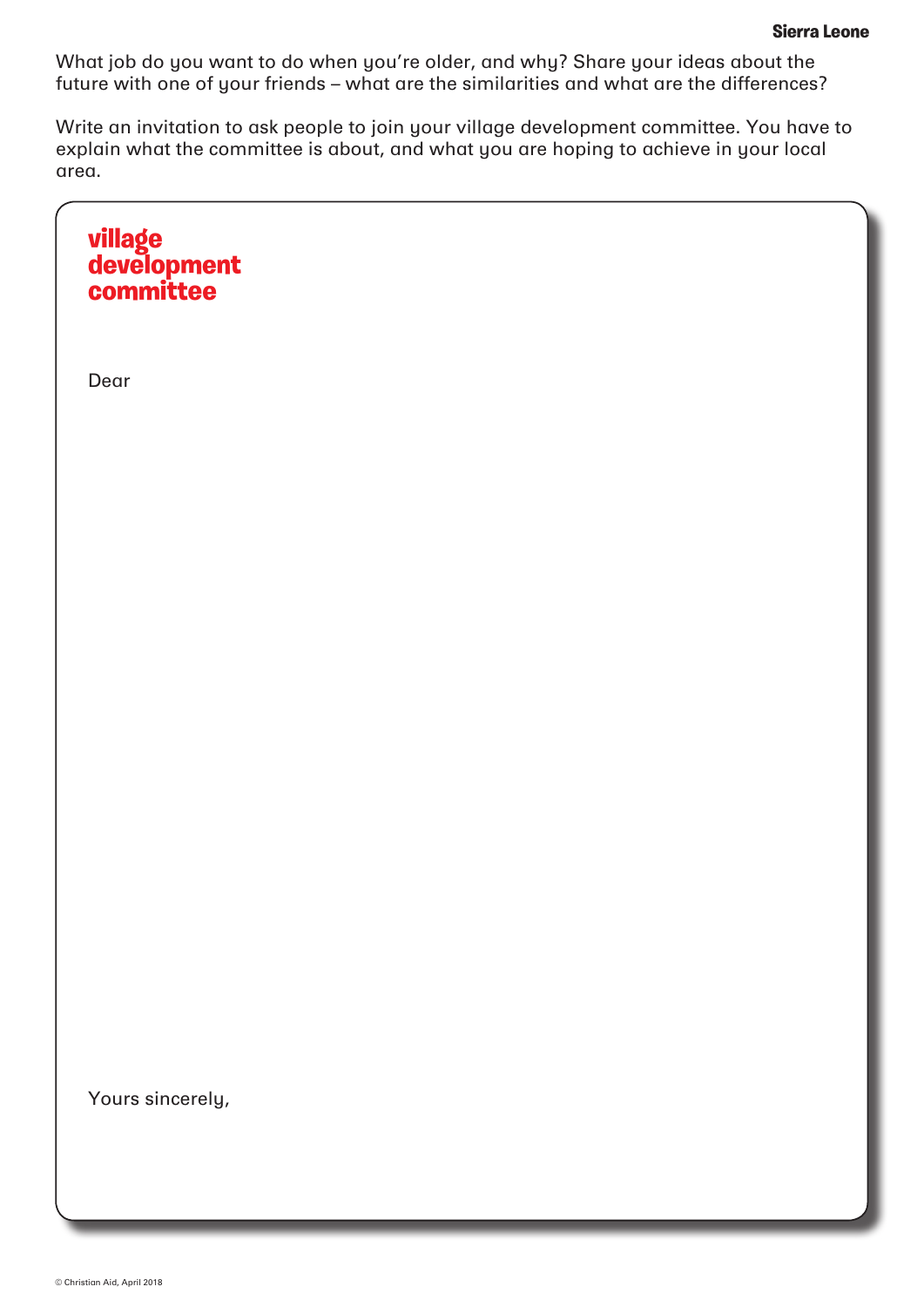What job do you want to do when you're older, and why? Share your ideas about the future with one of your friends – what are the similarities and what are the differences?

Write an invitation to ask people to join your village development committee. You have to explain what the committee is about, and what you are hoping to achieve in your local area.

**village development committee**

Dear

Yours sincerely,

© Christian Aid, April 2018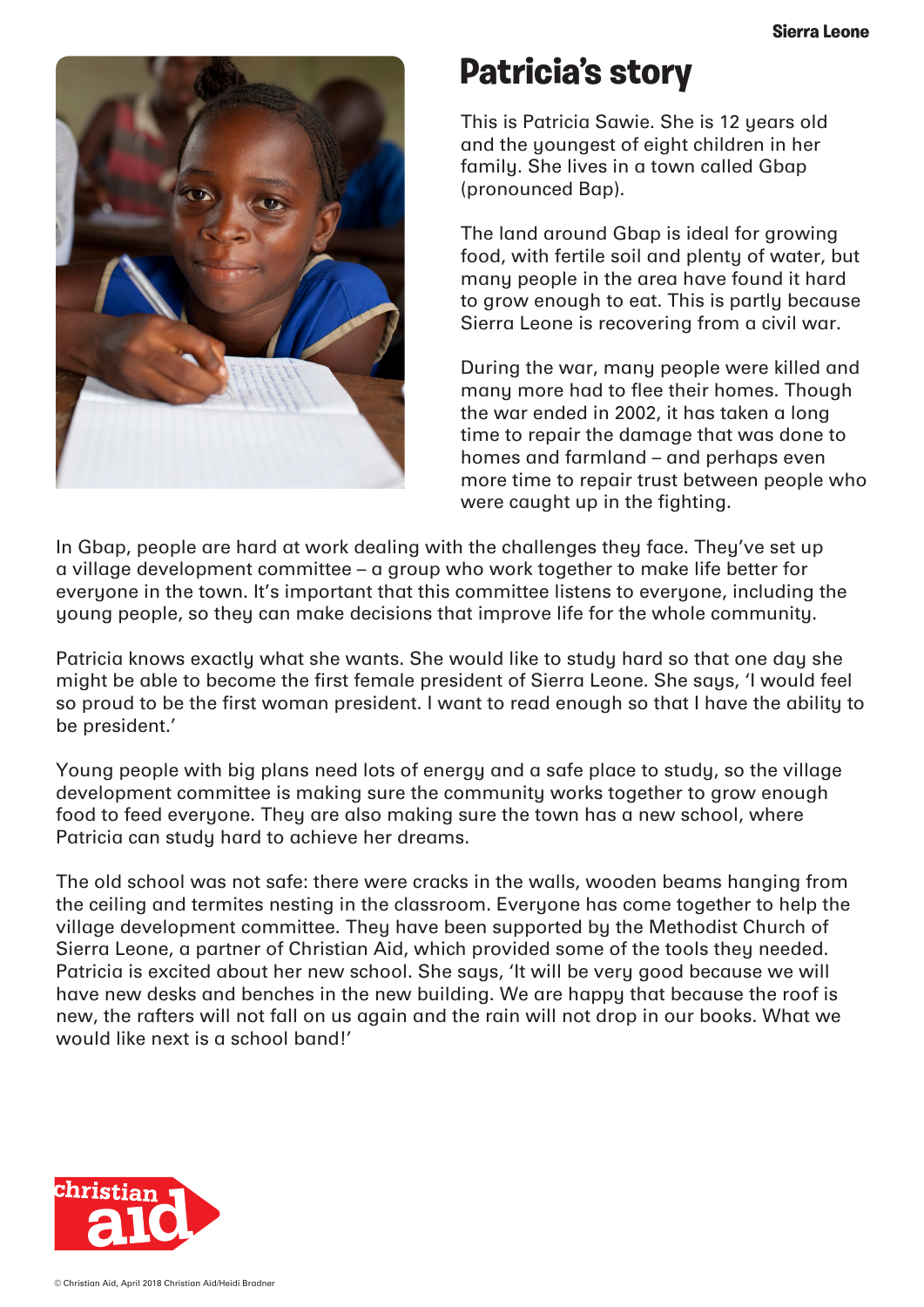# Patricia's story

This is Patricia Sawie. She is 12 years old and the youngest of eight children in her family. She lives in a town called Gbap (pronounced Bap).

The land around Gbap is ideal for growing food, with fertile soil and plenty of water, but many people in the area have found it hard to grow enough to eat. This is partly because Sierra Leone is recovering from a civil war.

During the war, many people were killed and many more had to flee their homes. Though the war ended in 2002, it has taken a long time to repair the damage that was done to homes and farmland – and perhaps even more time to repair trust between people who were caught up in the fighting.

In Gbap, people are hard at work dealing with the challenges they face. They've set up a village development committee – a group who work together to make life better for everyone in the town. It's important that this committee listens to everyone, including the young people, so they can make decisions that improve life for the whole community.

Patricia knows exactly what she wants. She would like to study hard so that one day she might be able to become the first female president of Sierra Leone. She says, 'I would feel so proud to be the first woman president. I want to read enough so that I have the ability to be president.'

Young people with big plans need lots of energy and a safe place to study, so the village development committee is making sure the community works together to grow enough food to feed everyone. They are also making sure the town has a new school, where Patricia can study hard to achieve her dreams.

The old school was not safe: there were cracks in the walls, wooden beams hanging from the ceiling and termites nesting in the classroom. Everyone has come together to help the village development committee. They have been supported by the Methodist Church of Sierra Leone, a partner of Christian Aid, which provided some of the tools they needed. Patricia is excited about her new school. She says, 'It will be very good because we will have new desks and benches in the new building. We are happy that because the roof is new, the rafters will not fall on us again and the rain will not drop in our books. What we would like next is a school band!'

© Christian Aid, April 2018 Christian Aid/Heidi Bradner